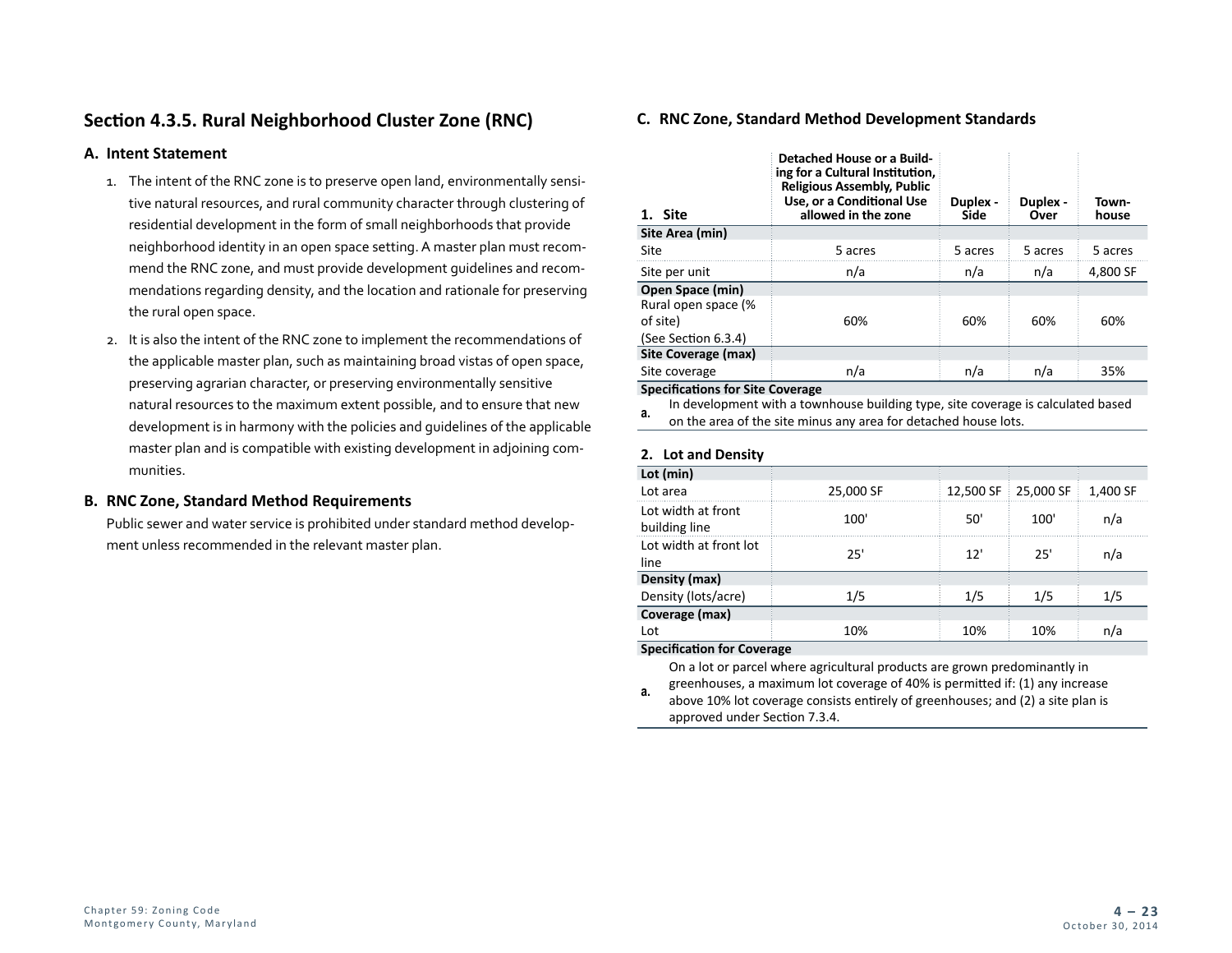## Section 4.3.5. Rural Neighborhood Cluster Zone (RNC)

### A. Intent Statement

1. The intent of the RNC zone is to preserve open land, environmentally sensitive natural resources, and rural community character through clustering of residential development in the form of small neighborhoods that provide neighborhood identity in an open space setting. A master plan must recommend the RNC zone, and must provide development guidelines and recommendations regarding density, and the location and rationale for preserving the rural open space.
2. It is also the intent of the RNC zone to implement the recommendations of the applicable master plan, such as maintaining broad vistas of open space, preserving agrarian character, or preserving environmentally sensitive natural resources to the maximum extent possible, and to ensure that new development is in harmony with the policies and guidelines of the applicable master plan and is compatible with existing development in adjoining communities.

### B. RNC Zone, Standard Method Requirements

Public sewer and water service is prohibited under standard method development unless recommended in the relevant master plan.

### C. RNC Zone, Standard Method Development Standards

| 1. Site | Detached House or a Building for a Cultural Institution, Religious Assembly, Public Use, or a Conditional Use allowed in the zone | Duplex - Side | Duplex - Over | Townhouse |
|---|---|---|---|---|
| **Site Area (min)** | | | | |
| Site | 5 acres | 5 acres | 5 acres | 5 acres |
| Site per unit | n/a | n/a | n/a | 4,800 SF |
| **Open Space (min)** | | | | |
| Rural open space (% of site) (See Section 6.3.4) | 60% | 60% | 60% | 60% |
| **Site Coverage (max)** | | | | |
| Site coverage | n/a | n/a | n/a | 35% |
| **Specifications for Site Coverage** | | | | |
| **a.** In development with a townhouse building type, site coverage is calculated based on the area of the site minus any area for detached house lots. | | | | |

**2. Lot and Density**

| | Detached House or a Building for a Cultural Institution, Religious Assembly, Public Use, or a Conditional Use allowed in the zone | Duplex - Side | Duplex - Over | Townhouse |
|---|---|---|---|---|
| **Lot (min)** | | | | |
| Lot area | 25,000 SF | 12,500 SF | 25,000 SF | 1,400 SF |
| Lot width at front building line | 100' | 50' | 100' | n/a |
| Lot width at front lot line | 25' | 12' | 25' | n/a |
| **Density (max)** | | | | |
| Density (lots/acre) | 1/5 | 1/5 | 1/5 | 1/5 |
| **Coverage (max)** | | | | |
| Lot | 10% | 10% | 10% | n/a |
| **Specification for Coverage** | | | | |
| **a.** On a lot or parcel where agricultural products are grown predominantly in greenhouses, a maximum lot coverage of 40% is permitted if: (1) any increase above 10% lot coverage consists entirely of greenhouses; and (2) a site plan is approved under Section 7.3.4. | | | | |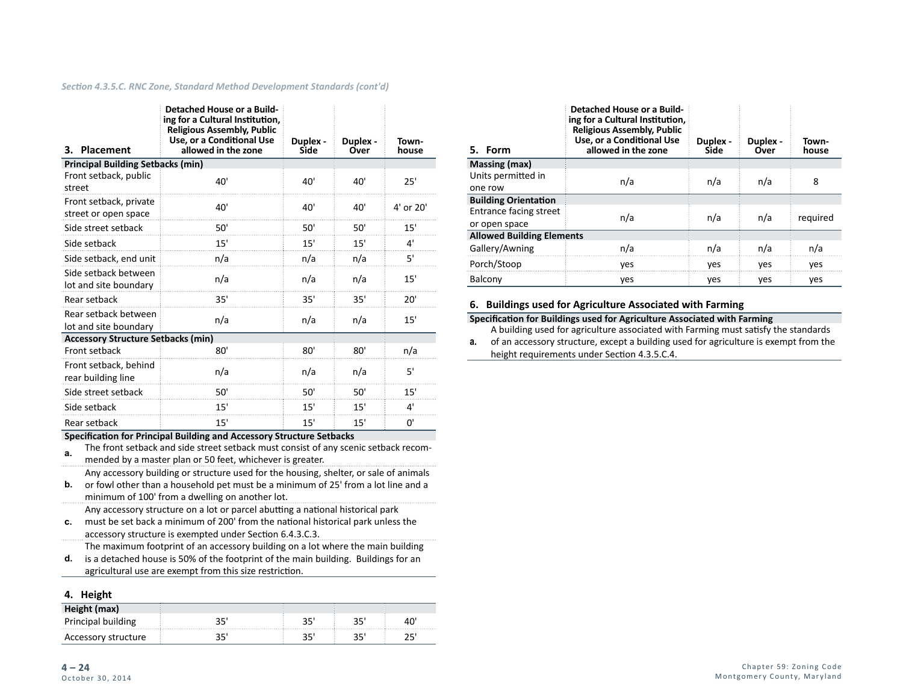*Section 4.3.5.C. RNC Zone, Standard Method Development Standards (cont'd)*

| 3. Placement | Detached House or a Building for a Cultural Institution, Religious Assembly, Public Use, or a Conditional Use allowed in the zone | Duplex - Side | Duplex - Over | Townhouse |
|---|---|---|---|---|
| **Principal Building Setbacks (min)** | | | | |
| Front setback, public street | 40' | 40' | 40' | 25' |
| Front setback, private street or open space | 40' | 40' | 40' | 4' or 20' |
| Side street setback | 50' | 50' | 50' | 15' |
| Side setback | 15' | 15' | 15' | 4' |
| Side setback, end unit | n/a | n/a | n/a | 5' |
| Side setback between lot and site boundary | n/a | n/a | n/a | 15' |
| Rear setback | 35' | 35' | 35' | 20' |
| Rear setback between lot and site boundary | n/a | n/a | n/a | 15' |
| **Accessory Structure Setbacks (min)** | | | | |
| Front setback | 80' | 80' | 80' | n/a |
| Front setback, behind rear building line | n/a | n/a | n/a | 5' |
| Side street setback | 50' | 50' | 50' | 15' |
| Side setback | 15' | 15' | 15' | 4' |
| Rear setback | 15' | 15' | 15' | 0' |

**Specification for Principal Building and Accessory Structure Setbacks**

**a.** The front setback and side street setback must consist of any scenic setback recommended by a master plan or 50 feet, whichever is greater.

**b.** Any accessory building or structure used for the housing, shelter, or sale of animals or fowl other than a household pet must be a minimum of 25' from a lot line and a minimum of 100' from a dwelling on another lot.

**c.** Any accessory structure on a lot or parcel abutting a national historical park must be set back a minimum of 200' from the national historical park unless the accessory structure is exempted under Section 6.4.3.C.3.

**d.** The maximum footprint of an accessory building on a lot where the main building is a detached house is 50% of the footprint of the main building. Buildings for an agricultural use are exempt from this size restriction.

## 4. Height

| Height (max) | | | | |
|---|---|---|---|---|
| Principal building | 35' | 35' | 35' | 40' |
| Accessory structure | 35' | 35' | 35' | 25' |

| 5. Form | Detached House or a Building for a Cultural Institution, Religious Assembly, Public Use, or a Conditional Use allowed in the zone | Duplex - Side | Duplex - Over | Townhouse |
|---|---|---|---|---|
| **Massing (max)** | | | | |
| Units permitted in one row | n/a | n/a | n/a | 8 |
| **Building Orientation** | | | | |
| Entrance facing street or open space | n/a | n/a | n/a | required |
| **Allowed Building Elements** | | | | |
| Gallery/Awning | n/a | n/a | n/a | n/a |
| Porch/Stoop | yes | yes | yes | yes |
| Balcony | yes | yes | yes | yes |

## 6. Buildings used for Agriculture Associated with Farming

**Specification for Buildings used for Agriculture Associated with Farming**

**a.** A building used for agriculture associated with Farming must satisfy the standards of an accessory structure, except a building used for agriculture is exempt from the height requirements under Section 4.3.5.C.4.